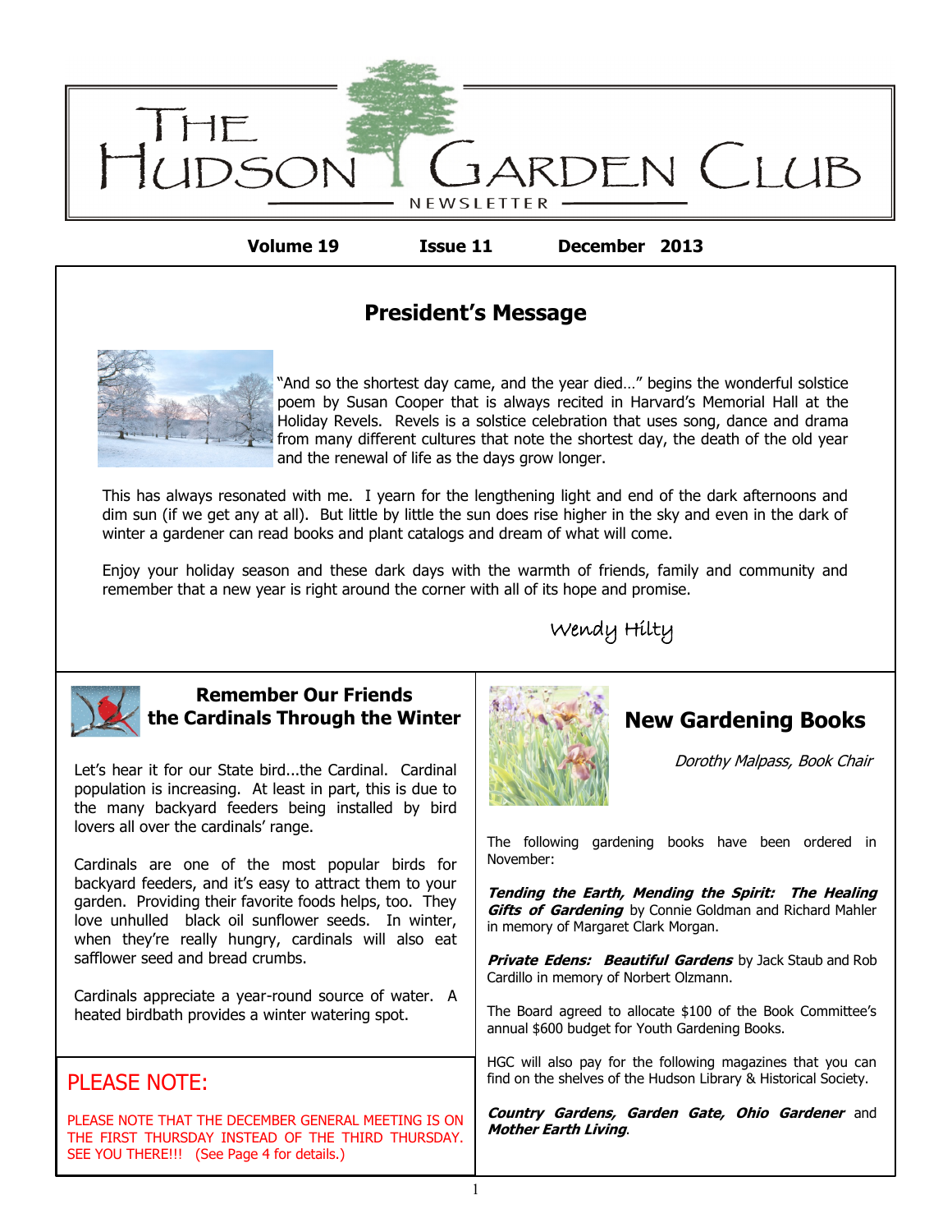# The Hudson Garden Club Newsletter

**Volume 19 Issue 11 December 2013**

## President's Message

"And so the shortest day came, and the year died…" begins the wonderful solstice poem by Susan Cooper that is always recited in Harvard's Memorial Hall at the Holiday Revels. Revels is a solstice celebration that uses song, dance and drama from many different cultures that note the shortest day, the death of the old year and the renewal of life as the days grow longer.

This has always resonated with me. I yearn for the lengthening light and end of the dark afternoons and dim sun (if we get any at all). But little by little the sun does rise higher in the sky and even in the dark of winter a gardener can read books and plant catalogs and dream of what will come.

Enjoy your holiday season and these dark days with the warmth of friends, family and community and remember that a new year is right around the corner with all of its hope and promise.

Wendy Hilty

## Remember Our Friends the Cardinals Through the Winter

Let's hear it for our State bird...the Cardinal. Cardinal population is increasing. At least in part, this is due to the many backyard feeders being installed by bird lovers all over the cardinals' range.

Cardinals are one of the most popular birds for backyard feeders, and it's easy to attract them to your garden. Providing their favorite foods helps, too. They love unhulled black oil sunflower seeds. In winter, when they're really hungry, cardinals will also eat safflower seed and bread crumbs.

Cardinals appreciate a year-round source of water. A heated birdbath provides a winter watering spot.

## PLEASE NOTE:

PLEASE NOTE THAT THE DECEMBER GENERAL MEETING IS ON THE FIRST THURSDAY INSTEAD OF THE THIRD THURSDAY. SEE YOU THERE!!! (See Page 4 for details.)

## New Gardening Books

*Dorothy Malpass, Book Chair*

The following gardening books have been ordered in November:

***Tending the Earth, Mending the Spirit: The Healing Gifts of Gardening*** by Connie Goldman and Richard Mahler in memory of Margaret Clark Morgan.

***Private Edens: Beautiful Gardens*** by Jack Staub and Rob Cardillo in memory of Norbert Olzmann.

The Board agreed to allocate $100 of the Book Committee's annual $600 budget for Youth Gardening Books.

HGC will also pay for the following magazines that you can find on the shelves of the Hudson Library & Historical Society.

***Country Gardens, Garden Gate, Ohio Gardener*** and ***Mother Earth Living***.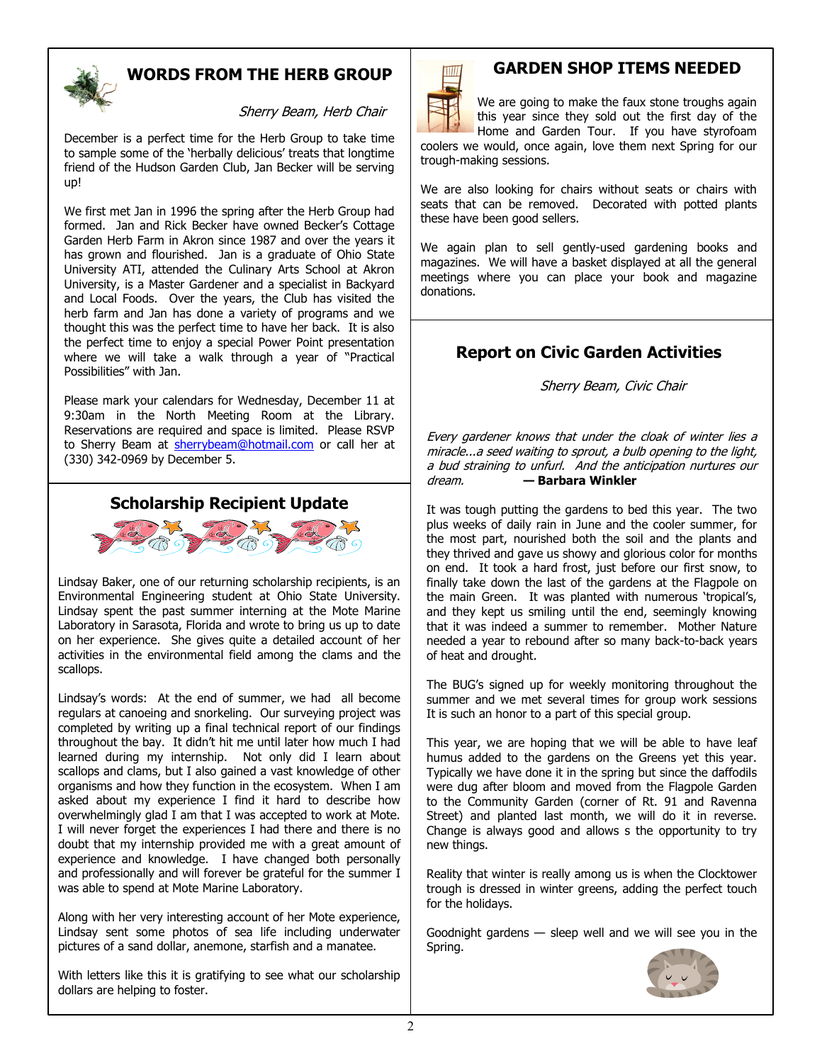## WORDS FROM THE HERB GROUP

*Sherry Beam, Herb Chair*

December is a perfect time for the Herb Group to take time to sample some of the 'herbally delicious' treats that longtime friend of the Hudson Garden Club, Jan Becker will be serving up!

We first met Jan in 1996 the spring after the Herb Group had formed. Jan and Rick Becker have owned Becker's Cottage Garden Herb Farm in Akron since 1987 and over the years it has grown and flourished. Jan is a graduate of Ohio State University ATI, attended the Culinary Arts School at Akron University, is a Master Gardener and a specialist in Backyard and Local Foods. Over the years, the Club has visited the herb farm and Jan has done a variety of programs and we thought this was the perfect time to have her back. It is also the perfect time to enjoy a special Power Point presentation where we will take a walk through a year of "Practical Possibilities" with Jan.

Please mark your calendars for Wednesday, December 11 at 9:30am in the North Meeting Room at the Library. Reservations are required and space is limited. Please RSVP to Sherry Beam at sherrybeam@hotmail.com or call her at (330) 342-0969 by December 5.

## Scholarship Recipient Update

Lindsay Baker, one of our returning scholarship recipients, is an Environmental Engineering student at Ohio State University. Lindsay spent the past summer interning at the Mote Marine Laboratory in Sarasota, Florida and wrote to bring us up to date on her experience. She gives quite a detailed account of her activities in the environmental field among the clams and the scallops.

Lindsay's words: At the end of summer, we had all become regulars at canoeing and snorkeling. Our surveying project was completed by writing up a final technical report of our findings throughout the bay. It didn't hit me until later how much I had learned during my internship. Not only did I learn about scallops and clams, but I also gained a vast knowledge of other organisms and how they function in the ecosystem. When I am asked about my experience I find it hard to describe how overwhelmingly glad I am that I was accepted to work at Mote. I will never forget the experiences I had there and there is no doubt that my internship provided me with a great amount of experience and knowledge. I have changed both personally and professionally and will forever be grateful for the summer I was able to spend at Mote Marine Laboratory.

Along with her very interesting account of her Mote experience, Lindsay sent some photos of sea life including underwater pictures of a sand dollar, anemone, starfish and a manatee.

With letters like this it is gratifying to see what our scholarship dollars are helping to foster.

## GARDEN SHOP ITEMS NEEDED

We are going to make the faux stone troughs again this year since they sold out the first day of the Home and Garden Tour. If you have styrofoam coolers we would, once again, love them next Spring for our trough-making sessions.

We are also looking for chairs without seats or chairs with seats that can be removed. Decorated with potted plants these have been good sellers.

We again plan to sell gently-used gardening books and magazines. We will have a basket displayed at all the general meetings where you can place your book and magazine donations.

## Report on Civic Garden Activities

*Sherry Beam, Civic Chair*

*Every gardener knows that under the cloak of winter lies a miracle...a seed waiting to sprout, a bulb opening to the light, a bud straining to unfurl. And the anticipation nurtures our dream.* **— Barbara Winkler**

It was tough putting the gardens to bed this year. The two plus weeks of daily rain in June and the cooler summer, for the most part, nourished both the soil and the plants and they thrived and gave us showy and glorious color for months on end. It took a hard frost, just before our first snow, to finally take down the last of the gardens at the Flagpole on the main Green. It was planted with numerous 'tropical's, and they kept us smiling until the end, seemingly knowing that it was indeed a summer to remember. Mother Nature needed a year to rebound after so many back-to-back years of heat and drought.

The BUG's signed up for weekly monitoring throughout the summer and we met several times for group work sessions It is such an honor to a part of this special group.

This year, we are hoping that we will be able to have leaf humus added to the gardens on the Greens yet this year. Typically we have done it in the spring but since the daffodils were dug after bloom and moved from the Flagpole Garden to the Community Garden (corner of Rt. 91 and Ravenna Street) and planted last month, we will do it in reverse. Change is always good and allows s the opportunity to try new things.

Reality that winter is really among us is when the Clocktower trough is dressed in winter greens, adding the perfect touch for the holidays.

Goodnight gardens — sleep well and we will see you in the Spring.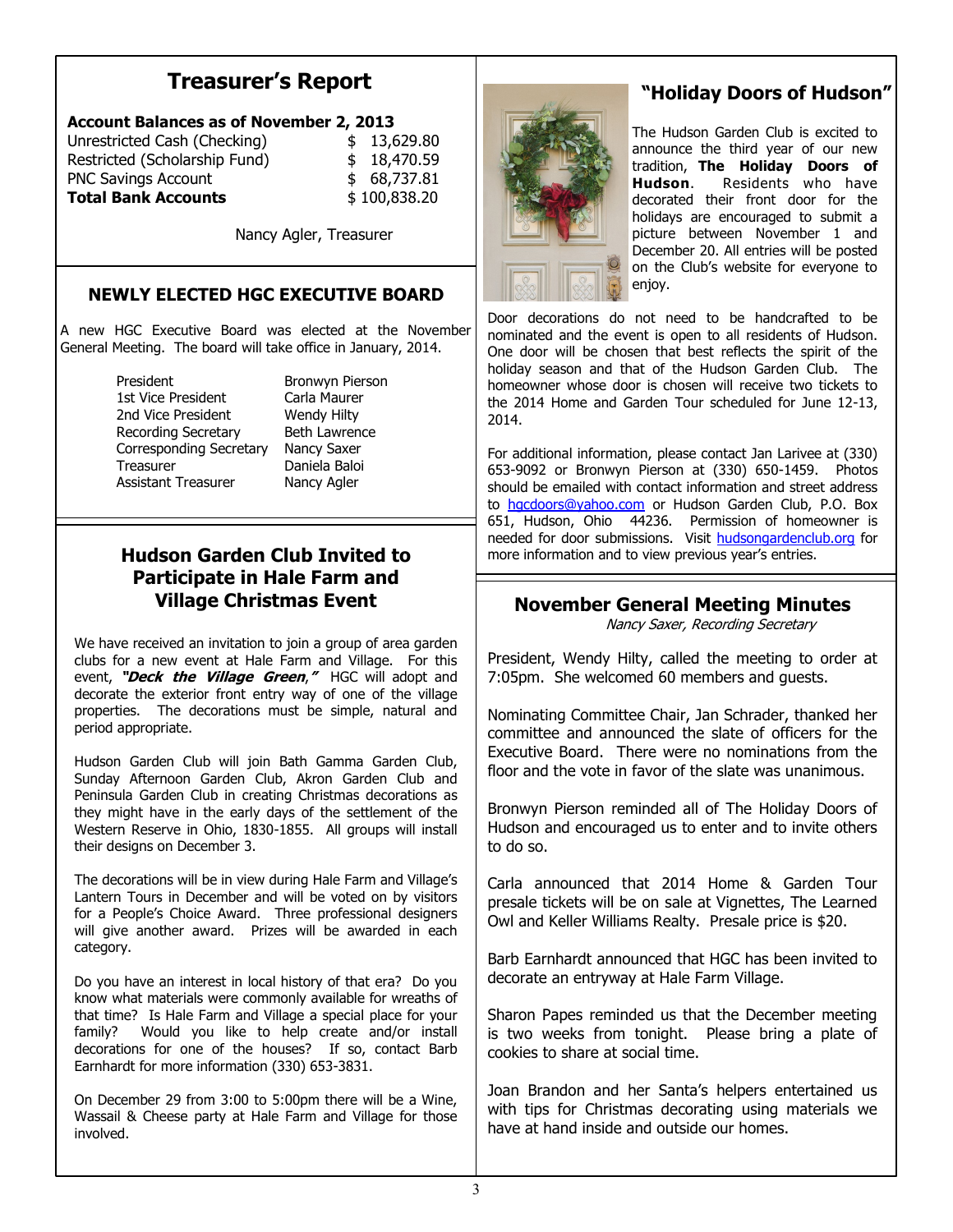## Treasurer's Report

**Account Balances as of November 2, 2013**

| | |
|---|---|
| Unrestricted Cash (Checking) | $ 13,629.80 |
| Restricted (Scholarship Fund) | $ 18,470.59 |
| PNC Savings Account | $ 68,737.81 |
| **Total Bank Accounts** | $ 100,838.20 |

Nancy Agler, Treasurer

### NEWLY ELECTED HGC EXECUTIVE BOARD

A new HGC Executive Board was elected at the November General Meeting. The board will take office in January, 2014.

| | |
|---|---|
| President | Bronwyn Pierson |
| 1st Vice President | Carla Maurer |
| 2nd Vice President | Wendy Hilty |
| Recording Secretary | Beth Lawrence |
| Corresponding Secretary | Nancy Saxer |
| Treasurer | Daniela Baloi |
| Assistant Treasurer | Nancy Agler |

## Hudson Garden Club Invited to Participate in Hale Farm and Village Christmas Event

We have received an invitation to join a group of area garden clubs for a new event at Hale Farm and Village. For this event, ***"Deck the Village Green,"*** HGC will adopt and decorate the exterior front entry way of one of the village properties. The decorations must be simple, natural and period appropriate.

Hudson Garden Club will join Bath Gamma Garden Club, Sunday Afternoon Garden Club, Akron Garden Club and Peninsula Garden Club in creating Christmas decorations as they might have in the early days of the settlement of the Western Reserve in Ohio, 1830-1855. All groups will install their designs on December 3.

The decorations will be in view during Hale Farm and Village's Lantern Tours in December and will be voted on by visitors for a People's Choice Award. Three professional designers will give another award. Prizes will be awarded in each category.

Do you have an interest in local history of that era? Do you know what materials were commonly available for wreaths of that time? Is Hale Farm and Village a special place for your family? Would you like to help create and/or install decorations for one of the houses? If so, contact Barb Earnhardt for more information (330) 653-3831.

On December 29 from 3:00 to 5:00pm there will be a Wine, Wassail & Cheese party at Hale Farm and Village for those involved.

## "Holiday Doors of Hudson"

The Hudson Garden Club is excited to announce the third year of our new tradition, **The Holiday Doors of Hudson**. Residents who have decorated their front door for the holidays are encouraged to submit a picture between November 1 and December 20. All entries will be posted on the Club's website for everyone to enjoy.

Door decorations do not need to be handcrafted to be nominated and the event is open to all residents of Hudson. One door will be chosen that best reflects the spirit of the holiday season and that of the Hudson Garden Club. The homeowner whose door is chosen will receive two tickets to the 2014 Home and Garden Tour scheduled for June 12-13, 2014.

For additional information, please contact Jan Larivee at (330) 653-9092 or Bronwyn Pierson at (330) 650-1459. Photos should be emailed with contact information and street address to hgcdoors@yahoo.com or Hudson Garden Club, P.O. Box 651, Hudson, Ohio 44236. Permission of homeowner is needed for door submissions. Visit hudsongardenclub.org for more information and to view previous year's entries.

## November General Meeting Minutes

*Nancy Saxer, Recording Secretary*

President, Wendy Hilty, called the meeting to order at 7:05pm. She welcomed 60 members and guests.

Nominating Committee Chair, Jan Schrader, thanked her committee and announced the slate of officers for the Executive Board. There were no nominations from the floor and the vote in favor of the slate was unanimous.

Bronwyn Pierson reminded all of The Holiday Doors of Hudson and encouraged us to enter and to invite others to do so.

Carla announced that 2014 Home & Garden Tour presale tickets will be on sale at Vignettes, The Learned Owl and Keller Williams Realty. Presale price is $20.

Barb Earnhardt announced that HGC has been invited to decorate an entryway at Hale Farm Village.

Sharon Papes reminded us that the December meeting is two weeks from tonight. Please bring a plate of cookies to share at social time.

Joan Brandon and her Santa's helpers entertained us with tips for Christmas decorating using materials we have at hand inside and outside our homes.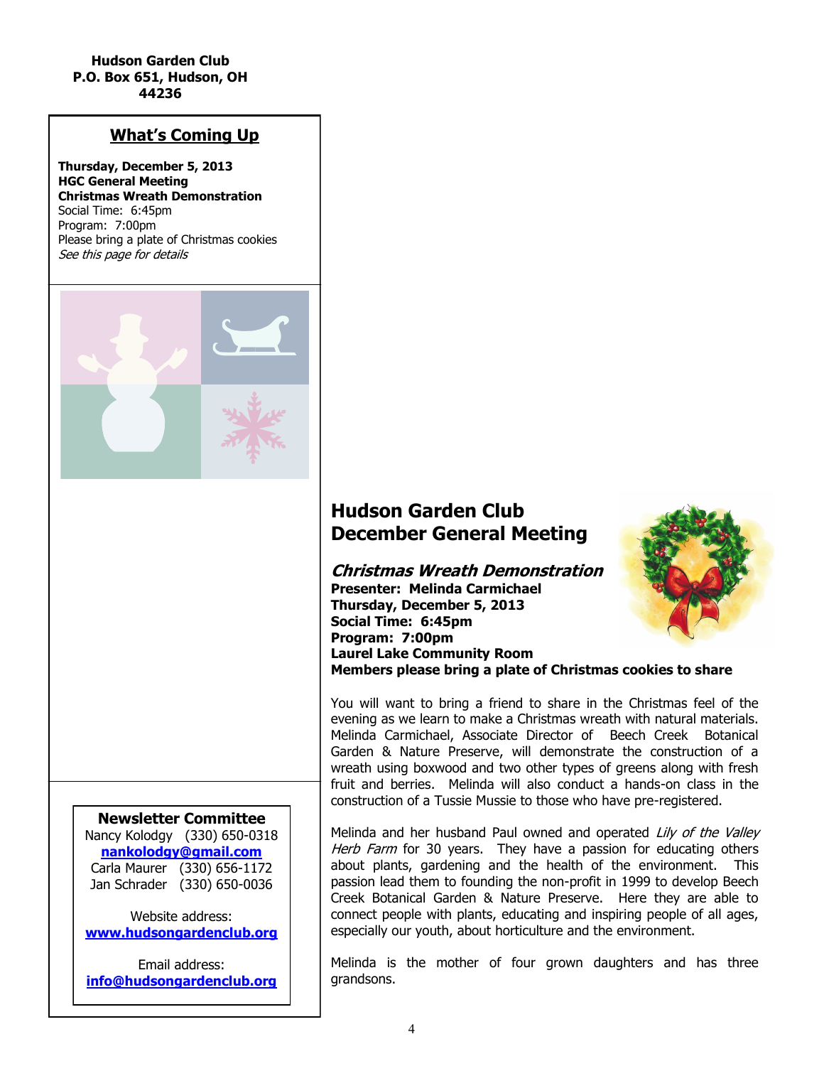**Hudson Garden Club**
**P.O. Box 651, Hudson, OH 44236**

## What's Coming Up

**Thursday, December 5, 2013**
**HGC General Meeting**
**Christmas Wreath Demonstration**
Social Time: 6:45pm
Program: 7:00pm
Please bring a plate of Christmas cookies
*See this page for details*

### Newsletter Committee

Nancy Kolodgy (330) 650-0318
**nankolodgy@gmail.com**
Carla Maurer (330) 656-1172
Jan Schrader (330) 650-0036

Website address:
**www.hudsongardenclub.org**

Email address:
**info@hudsongardenclub.org**

# Hudson Garden Club December General Meeting

### *Christmas Wreath Demonstration*

**Presenter: Melinda Carmichael**
**Thursday, December 5, 2013**
**Social Time: 6:45pm**
**Program: 7:00pm**
**Laurel Lake Community Room**
**Members please bring a plate of Christmas cookies to share**

You will want to bring a friend to share in the Christmas feel of the evening as we learn to make a Christmas wreath with natural materials. Melinda Carmichael, Associate Director of Beech Creek Botanical Garden & Nature Preserve, will demonstrate the construction of a wreath using boxwood and two other types of greens along with fresh fruit and berries. Melinda will also conduct a hands-on class in the construction of a Tussie Mussie to those who have pre-registered.

Melinda and her husband Paul owned and operated *Lily of the Valley Herb Farm* for 30 years. They have a passion for educating others about plants, gardening and the health of the environment. This passion lead them to founding the non-profit in 1999 to develop Beech Creek Botanical Garden & Nature Preserve. Here they are able to connect people with plants, educating and inspiring people of all ages, especially our youth, about horticulture and the environment.

Melinda is the mother of four grown daughters and has three grandsons.